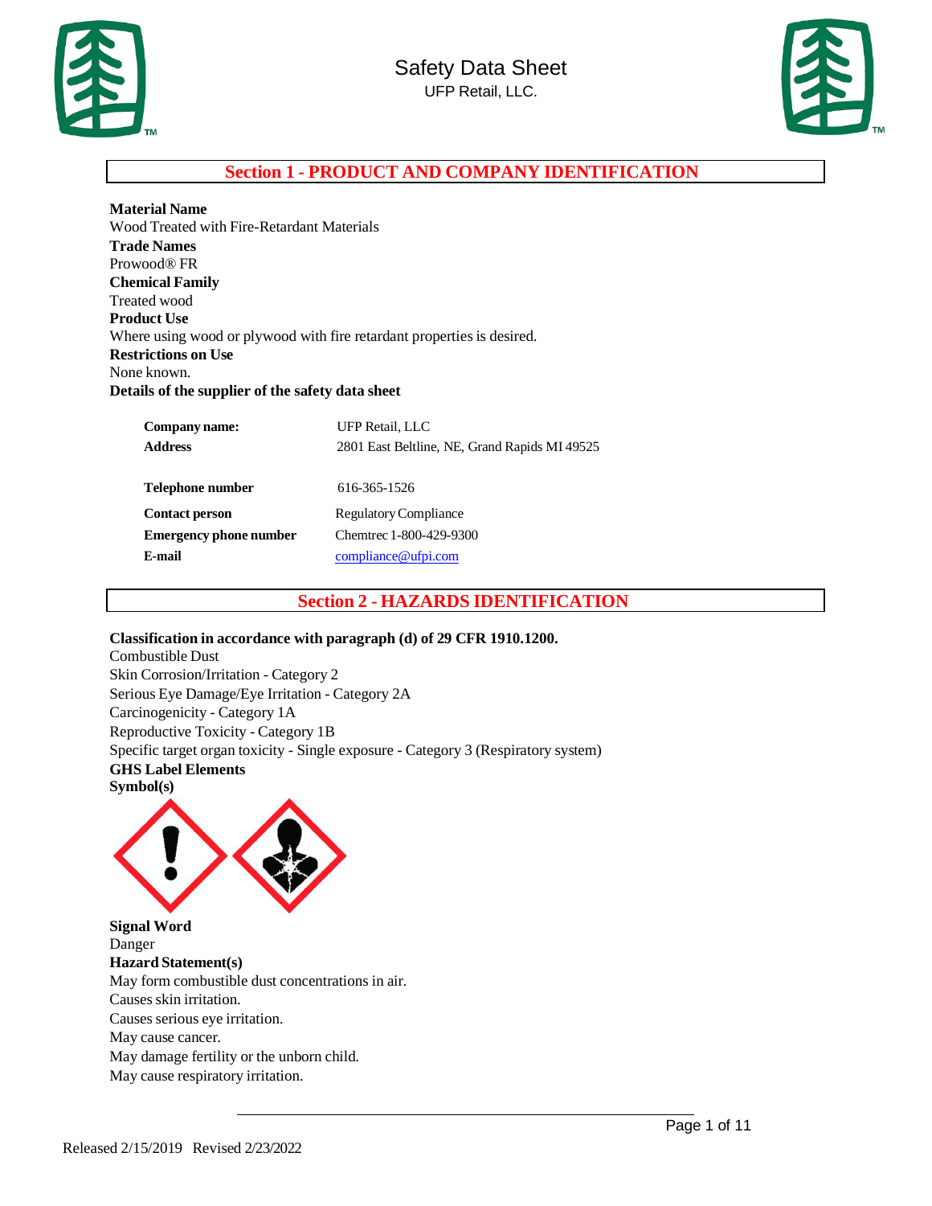# Safety Data Sheet

UFP Retail, LLC.

## Section 1 - PRODUCT AND COMPANY IDENTIFICATION

**Material Name**
Wood Treated with Fire-Retardant Materials

**Trade Names**
Prowood® FR

**Chemical Family**
Treated wood

**Product Use**
Where using wood or plywood with fire retardant properties is desired.

**Restrictions on Use**
None known.

**Details of the supplier of the safety data sheet**

| | |
|---|---|
| **Company name:** | UFP Retail, LLC |
| **Address** | 2801 East Beltline, NE, Grand Rapids MI 49525 |
| **Telephone number** | 616-365-1526 |
| **Contact person** | Regulatory Compliance |
| **Emergency phone number** | Chemtrec 1-800-429-9300 |
| **E-mail** | compliance@ufpi.com |

## Section 2 - HAZARDS IDENTIFICATION

**Classification in accordance with paragraph (d) of 29 CFR 1910.1200.**
Combustible Dust
Skin Corrosion/Irritation - Category 2
Serious Eye Damage/Eye Irritation - Category 2A
Carcinogenicity - Category 1A
Reproductive Toxicity - Category 1B
Specific target organ toxicity - Single exposure - Category 3 (Respiratory system)

**GHS Label Elements**

**Symbol(s)**

**Signal Word**
Danger

**Hazard Statement(s)**
May form combustible dust concentrations in air.
Causes skin irritation.
Causes serious eye irritation.
May cause cancer.
May damage fertility or the unborn child.
May cause respiratory irritation.

Released 2/15/2019 Revised 2/23/2022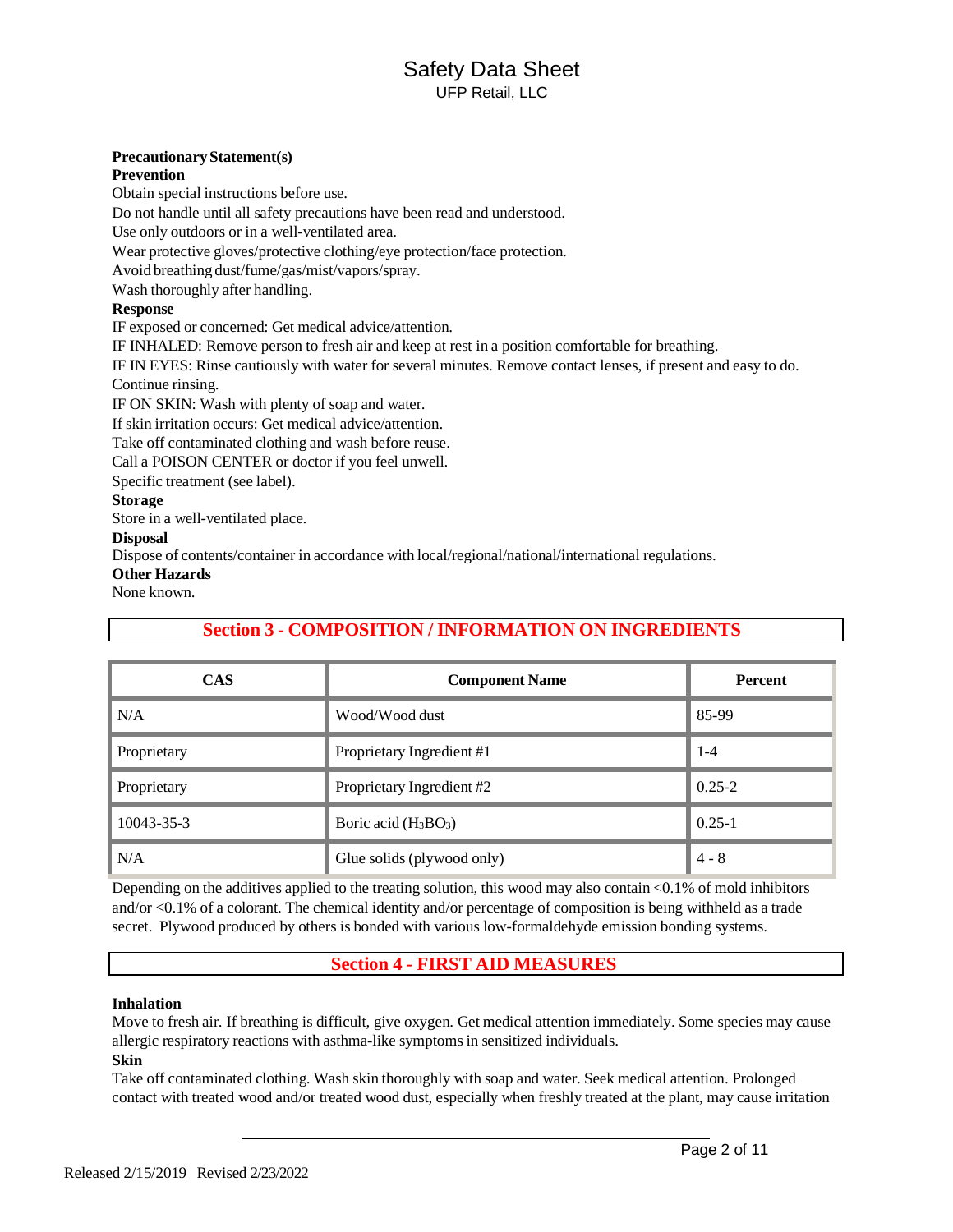**Precautionary Statement(s)**

**Prevention**

Obtain special instructions before use.

Do not handle until all safety precautions have been read and understood.

Use only outdoors or in a well-ventilated area.

Wear protective gloves/protective clothing/eye protection/face protection.

Avoid breathing dust/fume/gas/mist/vapors/spray.

Wash thoroughly after handling.

**Response**

IF exposed or concerned: Get medical advice/attention.

IF INHALED: Remove person to fresh air and keep at rest in a position comfortable for breathing.

IF IN EYES: Rinse cautiously with water for several minutes. Remove contact lenses, if present and easy to do. Continue rinsing.

IF ON SKIN: Wash with plenty of soap and water.

If skin irritation occurs: Get medical advice/attention.

Take off contaminated clothing and wash before reuse.

Call a POISON CENTER or doctor if you feel unwell.

Specific treatment (see label).

**Storage**

Store in a well-ventilated place.

**Disposal**

Dispose of contents/container in accordance with local/regional/national/international regulations.

**Other Hazards**

None known.

## Section 3 - COMPOSITION / INFORMATION ON INGREDIENTS

| CAS | Component Name | Percent |
|---|---|---|
| N/A | Wood/Wood dust | 85-99 |
| Proprietary | Proprietary Ingredient #1 | 1-4 |
| Proprietary | Proprietary Ingredient #2 | 0.25-2 |
| 10043-35-3 | Boric acid ($H_3BO_3$) | 0.25-1 |
| N/A | Glue solids (plywood only) | 4 - 8 |

Depending on the additives applied to the treating solution, this wood may also contain <0.1% of mold inhibitors and/or <0.1% of a colorant. The chemical identity and/or percentage of composition is being withheld as a trade secret. Plywood produced by others is bonded with various low-formaldehyde emission bonding systems.

## Section 4 - FIRST AID MEASURES

**Inhalation**

Move to fresh air. If breathing is difficult, give oxygen. Get medical attention immediately. Some species may cause allergic respiratory reactions with asthma-like symptoms in sensitized individuals.

**Skin**

Take off contaminated clothing. Wash skin thoroughly with soap and water. Seek medical attention. Prolonged contact with treated wood and/or treated wood dust, especially when freshly treated at the plant, may cause irritation

Released 2/15/2019 Revised 2/23/2022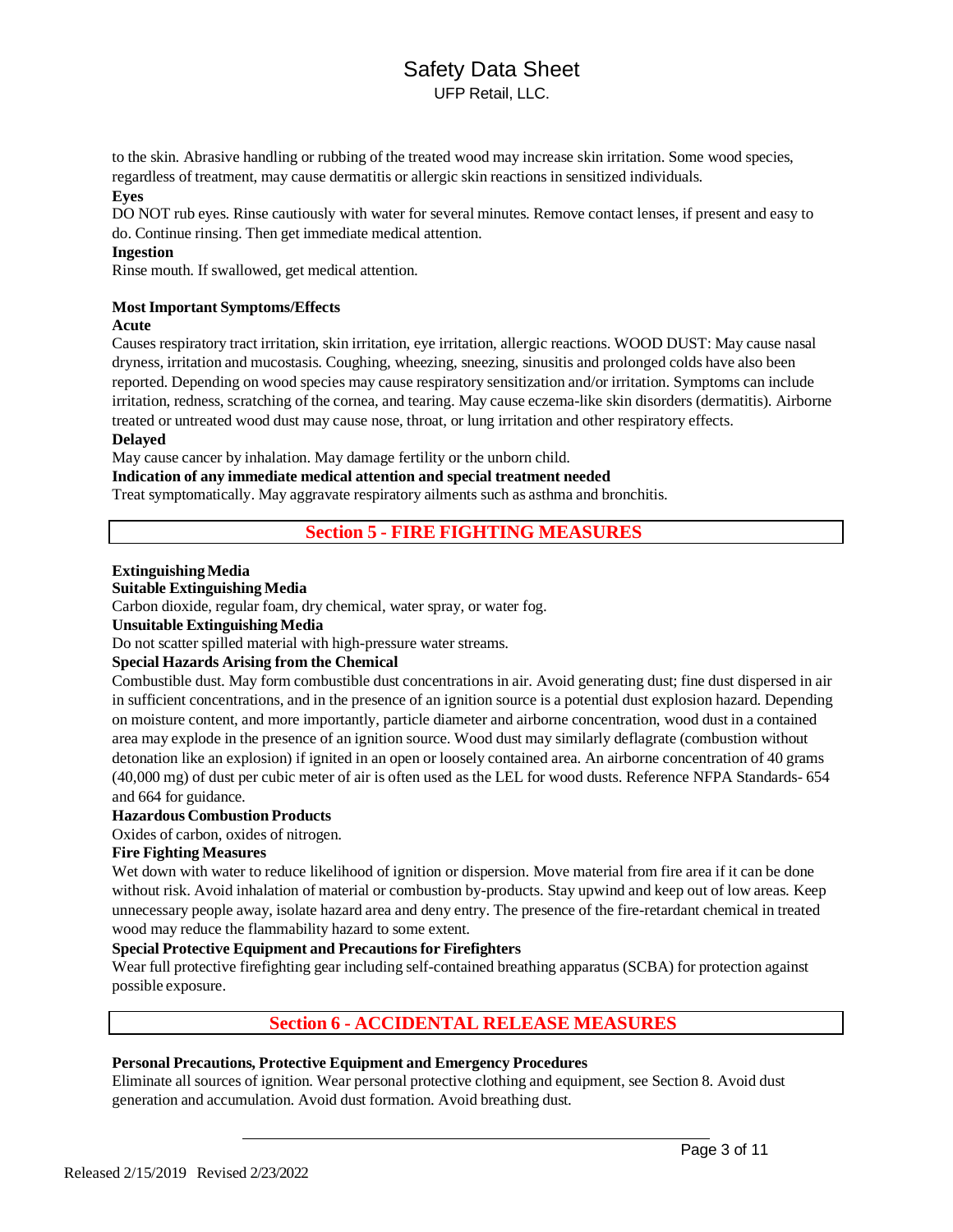to the skin. Abrasive handling or rubbing of the treated wood may increase skin irritation. Some wood species, regardless of treatment, may cause dermatitis or allergic skin reactions in sensitized individuals.

**Eyes**

DO NOT rub eyes. Rinse cautiously with water for several minutes. Remove contact lenses, if present and easy to do. Continue rinsing. Then get immediate medical attention.

**Ingestion**

Rinse mouth. If swallowed, get medical attention.

**Most Important Symptoms/Effects**

**Acute**

Causes respiratory tract irritation, skin irritation, eye irritation, allergic reactions. WOOD DUST: May cause nasal dryness, irritation and mucostasis. Coughing, wheezing, sneezing, sinusitis and prolonged colds have also been reported. Depending on wood species may cause respiratory sensitization and/or irritation. Symptoms can include irritation, redness, scratching of the cornea, and tearing. May cause eczema-like skin disorders (dermatitis). Airborne treated or untreated wood dust may cause nose, throat, or lung irritation and other respiratory effects.

**Delayed**

May cause cancer by inhalation. May damage fertility or the unborn child.

**Indication of any immediate medical attention and special treatment needed**

Treat symptomatically. May aggravate respiratory ailments such as asthma and bronchitis.

## Section 5 - FIRE FIGHTING MEASURES

**Extinguishing Media**

**Suitable Extinguishing Media**

Carbon dioxide, regular foam, dry chemical, water spray, or water fog.

**Unsuitable Extinguishing Media**

Do not scatter spilled material with high-pressure water streams.

**Special Hazards Arising from the Chemical**

Combustible dust. May form combustible dust concentrations in air. Avoid generating dust; fine dust dispersed in air in sufficient concentrations, and in the presence of an ignition source is a potential dust explosion hazard. Depending on moisture content, and more importantly, particle diameter and airborne concentration, wood dust in a contained area may explode in the presence of an ignition source. Wood dust may similarly deflagrate (combustion without detonation like an explosion) if ignited in an open or loosely contained area. An airborne concentration of 40 grams (40,000 mg) of dust per cubic meter of air is often used as the LEL for wood dusts. Reference NFPA Standards- 654 and 664 for guidance.

**Hazardous Combustion Products**

Oxides of carbon, oxides of nitrogen.

**Fire Fighting Measures**

Wet down with water to reduce likelihood of ignition or dispersion. Move material from fire area if it can be done without risk. Avoid inhalation of material or combustion by-products. Stay upwind and keep out of low areas. Keep unnecessary people away, isolate hazard area and deny entry. The presence of the fire-retardant chemical in treated wood may reduce the flammability hazard to some extent.

**Special Protective Equipment and Precautions for Firefighters**

Wear full protective firefighting gear including self-contained breathing apparatus (SCBA) for protection against possible exposure.

## Section 6 - ACCIDENTAL RELEASE MEASURES

**Personal Precautions, Protective Equipment and Emergency Procedures**

Eliminate all sources of ignition. Wear personal protective clothing and equipment, see Section 8. Avoid dust generation and accumulation. Avoid dust formation. Avoid breathing dust.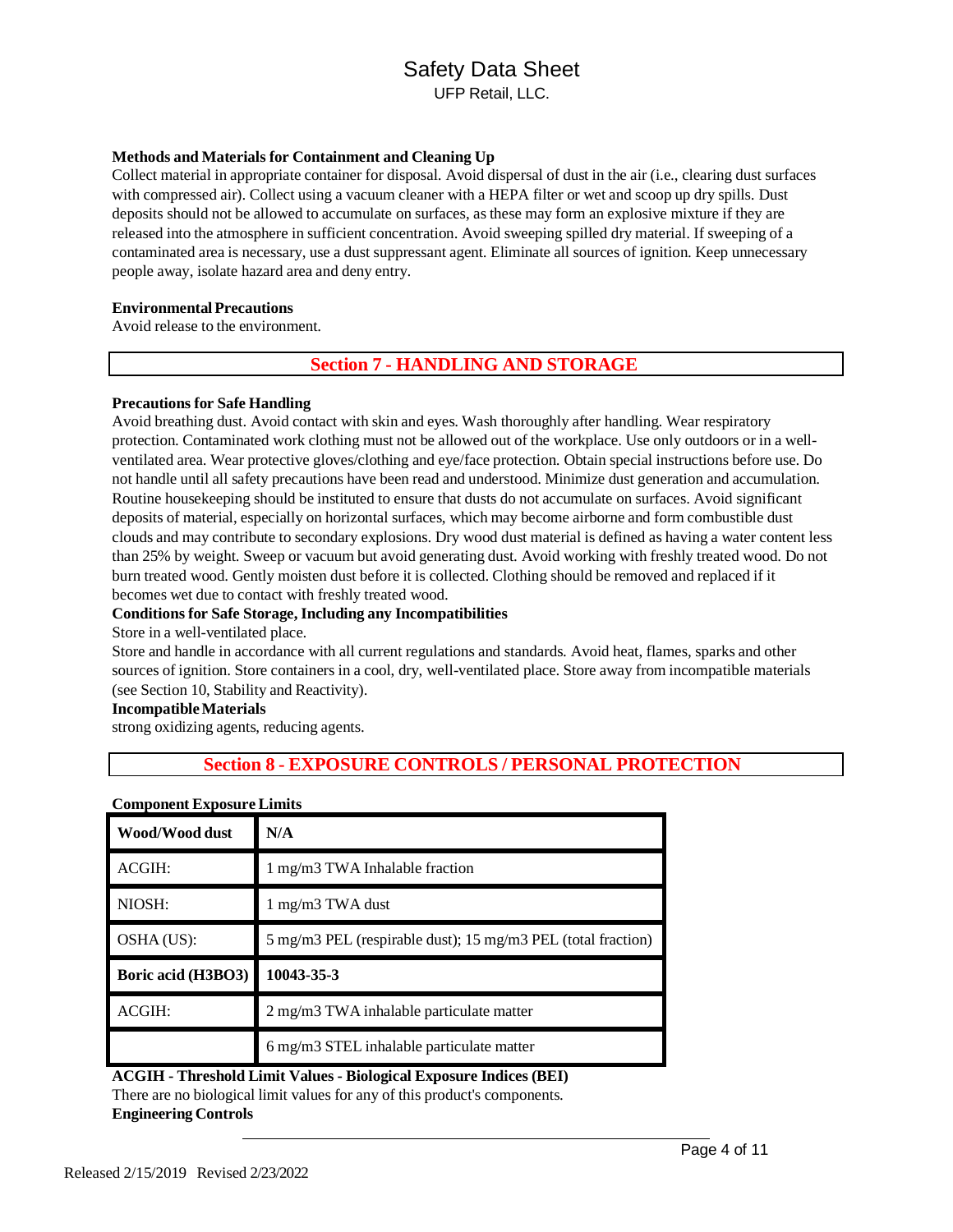**Methods and Materials for Containment and Cleaning Up**

Collect material in appropriate container for disposal. Avoid dispersal of dust in the air (i.e., clearing dust surfaces with compressed air). Collect using a vacuum cleaner with a HEPA filter or wet and scoop up dry spills. Dust deposits should not be allowed to accumulate on surfaces, as these may form an explosive mixture if they are released into the atmosphere in sufficient concentration. Avoid sweeping spilled dry material. If sweeping of a contaminated area is necessary, use a dust suppressant agent. Eliminate all sources of ignition. Keep unnecessary people away, isolate hazard area and deny entry.

**Environmental Precautions**

Avoid release to the environment.

## Section 7 - HANDLING AND STORAGE

**Precautions for Safe Handling**

Avoid breathing dust. Avoid contact with skin and eyes. Wash thoroughly after handling. Wear respiratory protection. Contaminated work clothing must not be allowed out of the workplace. Use only outdoors or in a well-ventilated area. Wear protective gloves/clothing and eye/face protection. Obtain special instructions before use. Do not handle until all safety precautions have been read and understood. Minimize dust generation and accumulation. Routine housekeeping should be instituted to ensure that dusts do not accumulate on surfaces. Avoid significant deposits of material, especially on horizontal surfaces, which may become airborne and form combustible dust clouds and may contribute to secondary explosions. Dry wood dust material is defined as having a water content less than 25% by weight. Sweep or vacuum but avoid generating dust. Avoid working with freshly treated wood. Do not burn treated wood. Gently moisten dust before it is collected. Clothing should be removed and replaced if it becomes wet due to contact with freshly treated wood.

**Conditions for Safe Storage, Including any Incompatibilities**

Store in a well-ventilated place.

Store and handle in accordance with all current regulations and standards. Avoid heat, flames, sparks and other sources of ignition. Store containers in a cool, dry, well-ventilated place. Store away from incompatible materials (see Section 10, Stability and Reactivity).

**Incompatible Materials**

strong oxidizing agents, reducing agents.

## Section 8 - EXPOSURE CONTROLS / PERSONAL PROTECTION

**Component Exposure Limits**

| **Wood/Wood dust** | **N/A** |
|---|---|
| ACGIH: | 1 mg/m3 TWA Inhalable fraction |
| NIOSH: | 1 mg/m3 TWA dust |
| OSHA (US): | 5 mg/m3 PEL (respirable dust); 15 mg/m3 PEL (total fraction) |
| **Boric acid (H3BO3)** | **10043-35-3** |
| ACGIH: | 2 mg/m3 TWA inhalable particulate matter |
| | 6 mg/m3 STEL inhalable particulate matter |

**ACGIH - Threshold Limit Values - Biological Exposure Indices (BEI)**

There are no biological limit values for any of this product's components.

**Engineering Controls**

Released 2/15/2019 Revised 2/23/2022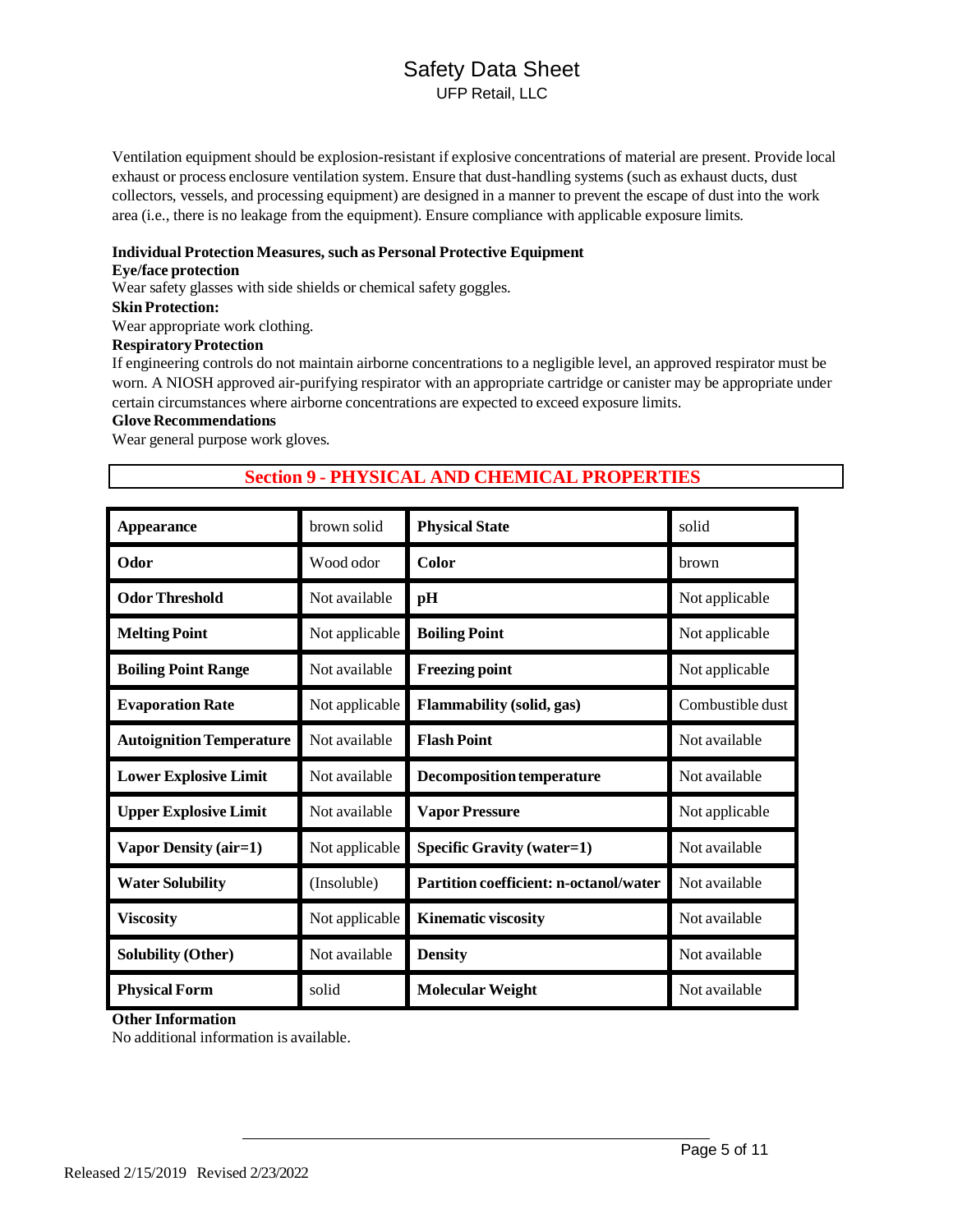Ventilation equipment should be explosion-resistant if explosive concentrations of material are present. Provide local exhaust or process enclosure ventilation system. Ensure that dust-handling systems (such as exhaust ducts, dust collectors, vessels, and processing equipment) are designed in a manner to prevent the escape of dust into the work area (i.e., there is no leakage from the equipment). Ensure compliance with applicable exposure limits.

**Individual Protection Measures, such as Personal Protective Equipment**

**Eye/face protection**

Wear safety glasses with side shields or chemical safety goggles.

**Skin Protection:**

Wear appropriate work clothing.

**Respiratory Protection**

If engineering controls do not maintain airborne concentrations to a negligible level, an approved respirator must be worn. A NIOSH approved air-purifying respirator with an appropriate cartridge or canister may be appropriate under certain circumstances where airborne concentrations are expected to exceed exposure limits.

**Glove Recommendations**

Wear general purpose work gloves.

## Section 9 - PHYSICAL AND CHEMICAL PROPERTIES

| Property | Value | Property | Value |
|---|---|---|---|
| **Appearance** | brown solid | **Physical State** | solid |
| **Odor** | Wood odor | **Color** | brown |
| **Odor Threshold** | Not available | **pH** | Not applicable |
| **Melting Point** | Not applicable | **Boiling Point** | Not applicable |
| **Boiling Point Range** | Not available | **Freezing point** | Not applicable |
| **Evaporation Rate** | Not applicable | **Flammability (solid, gas)** | Combustible dust |
| **Autoignition Temperature** | Not available | **Flash Point** | Not available |
| **Lower Explosive Limit** | Not available | **Decomposition temperature** | Not available |
| **Upper Explosive Limit** | Not available | **Vapor Pressure** | Not applicable |
| **Vapor Density (air=1)** | Not applicable | **Specific Gravity (water=1)** | Not available |
| **Water Solubility** | (Insoluble) | **Partition coefficient: n-octanol/water** | Not available |
| **Viscosity** | Not applicable | **Kinematic viscosity** | Not available |
| **Solubility (Other)** | Not available | **Density** | Not available |
| **Physical Form** | solid | **Molecular Weight** | Not available |

**Other Information**

No additional information is available.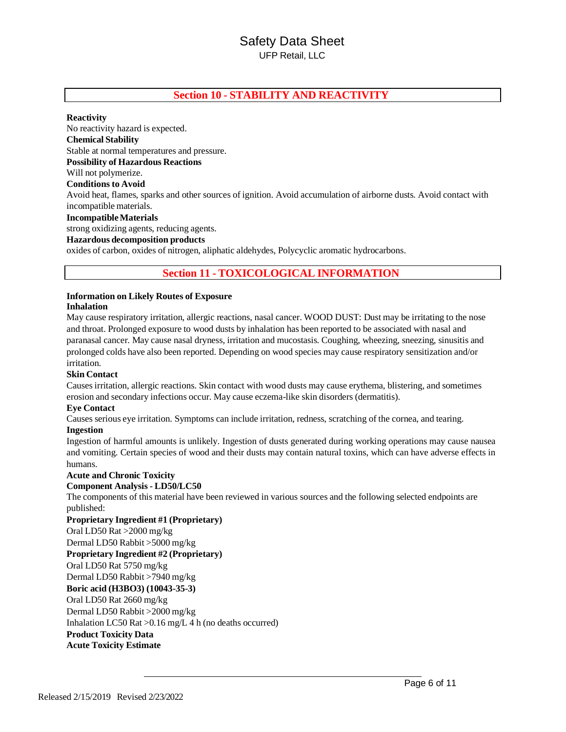## Section 10 - STABILITY AND REACTIVITY

**Reactivity**

No reactivity hazard is expected.

**Chemical Stability**

Stable at normal temperatures and pressure.

**Possibility of Hazardous Reactions**

Will not polymerize.

**Conditions to Avoid**

Avoid heat, flames, sparks and other sources of ignition. Avoid accumulation of airborne dusts. Avoid contact with incompatible materials.

**Incompatible Materials**

strong oxidizing agents, reducing agents.

**Hazardous decomposition products**

oxides of carbon, oxides of nitrogen, aliphatic aldehydes, Polycyclic aromatic hydrocarbons.

## Section 11 - TOXICOLOGICAL INFORMATION

**Information on Likely Routes of Exposure**

**Inhalation**

May cause respiratory irritation, allergic reactions, nasal cancer. WOOD DUST: Dust may be irritating to the nose and throat. Prolonged exposure to wood dusts by inhalation has been reported to be associated with nasal and paranasal cancer. May cause nasal dryness, irritation and mucostasis. Coughing, wheezing, sneezing, sinusitis and prolonged colds have also been reported. Depending on wood species may cause respiratory sensitization and/or irritation.

**Skin Contact**

Causes irritation, allergic reactions. Skin contact with wood dusts may cause erythema, blistering, and sometimes erosion and secondary infections occur. May cause eczema-like skin disorders (dermatitis).

**Eye Contact**

Causes serious eye irritation. Symptoms can include irritation, redness, scratching of the cornea, and tearing.

**Ingestion**

Ingestion of harmful amounts is unlikely. Ingestion of dusts generated during working operations may cause nausea and vomiting. Certain species of wood and their dusts may contain natural toxins, which can have adverse effects in humans.

**Acute and Chronic Toxicity**

**Component Analysis - LD50/LC50**

The components of this material have been reviewed in various sources and the following selected endpoints are published:

**Proprietary Ingredient #1 (Proprietary)**

Oral LD50 Rat >2000 mg/kg

Dermal LD50 Rabbit >5000 mg/kg

**Proprietary Ingredient #2 (Proprietary)**

Oral LD50 Rat 5750 mg/kg

Dermal LD50 Rabbit >7940 mg/kg

**Boric acid ($H_3BO_3$) (10043-35-3)**

Oral LD50 Rat 2660 mg/kg

Dermal LD50 Rabbit >2000 mg/kg

Inhalation LC50 Rat >0.16 mg/L 4 h (no deaths occurred)

**Product Toxicity Data**

**Acute Toxicity Estimate**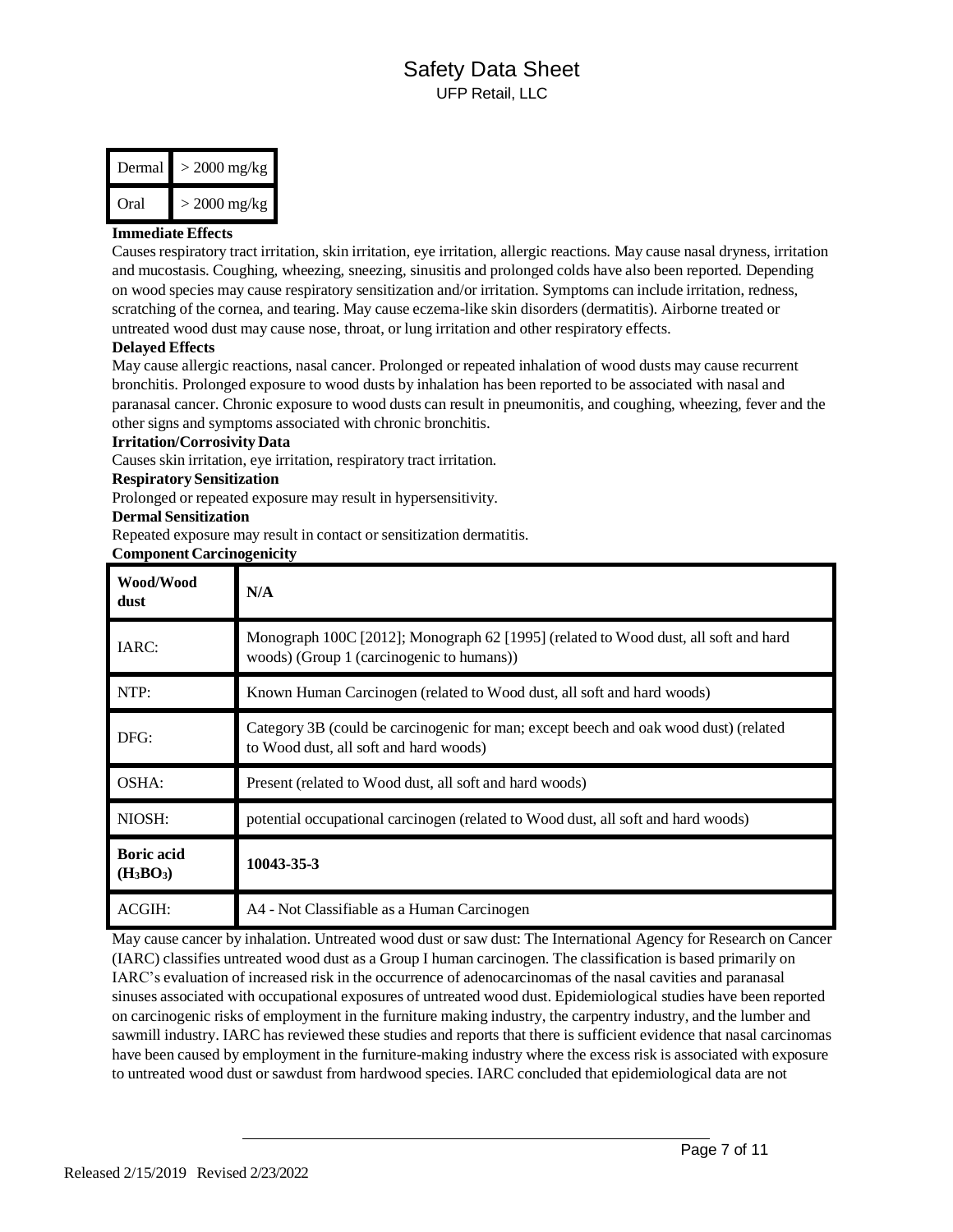| Dermal | > 2000 mg/kg |
|---|---|
| Oral | > 2000 mg/kg |

**Immediate Effects**

Causes respiratory tract irritation, skin irritation, eye irritation, allergic reactions. May cause nasal dryness, irritation and mucostasis. Coughing, wheezing, sneezing, sinusitis and prolonged colds have also been reported. Depending on wood species may cause respiratory sensitization and/or irritation. Symptoms can include irritation, redness, scratching of the cornea, and tearing. May cause eczema-like skin disorders (dermatitis). Airborne treated or untreated wood dust may cause nose, throat, or lung irritation and other respiratory effects.

**Delayed Effects**

May cause allergic reactions, nasal cancer. Prolonged or repeated inhalation of wood dusts may cause recurrent bronchitis. Prolonged exposure to wood dusts by inhalation has been reported to be associated with nasal and paranasal cancer. Chronic exposure to wood dusts can result in pneumonitis, and coughing, wheezing, fever and the other signs and symptoms associated with chronic bronchitis.

**Irritation/Corrosivity Data**

Causes skin irritation, eye irritation, respiratory tract irritation.

**Respiratory Sensitization**

Prolonged or repeated exposure may result in hypersensitivity.

**Dermal Sensitization**

Repeated exposure may result in contact or sensitization dermatitis.

**Component Carcinogenicity**

| **Wood/Wood dust** | **N/A** |
|---|---|
| IARC: | Monograph 100C [2012]; Monograph 62 [1995] (related to Wood dust, all soft and hard woods) (Group 1 (carcinogenic to humans)) |
| NTP: | Known Human Carcinogen (related to Wood dust, all soft and hard woods) |
| DFG: | Category 3B (could be carcinogenic for man; except beech and oak wood dust) (related to Wood dust, all soft and hard woods) |
| OSHA: | Present (related to Wood dust, all soft and hard woods) |
| NIOSH: | potential occupational carcinogen (related to Wood dust, all soft and hard woods) |
| **Boric acid ($H_3BO_3$)** | **10043-35-3** |
| ACGIH: | A4 - Not Classifiable as a Human Carcinogen |

May cause cancer by inhalation. Untreated wood dust or saw dust: The International Agency for Research on Cancer (IARC) classifies untreated wood dust as a Group I human carcinogen. The classification is based primarily on IARC's evaluation of increased risk in the occurrence of adenocarcinomas of the nasal cavities and paranasal sinuses associated with occupational exposures of untreated wood dust. Epidemiological studies have been reported on carcinogenic risks of employment in the furniture making industry, the carpentry industry, and the lumber and sawmill industry. IARC has reviewed these studies and reports that there is sufficient evidence that nasal carcinomas have been caused by employment in the furniture-making industry where the excess risk is associated with exposure to untreated wood dust or sawdust from hardwood species. IARC concluded that epidemiological data are not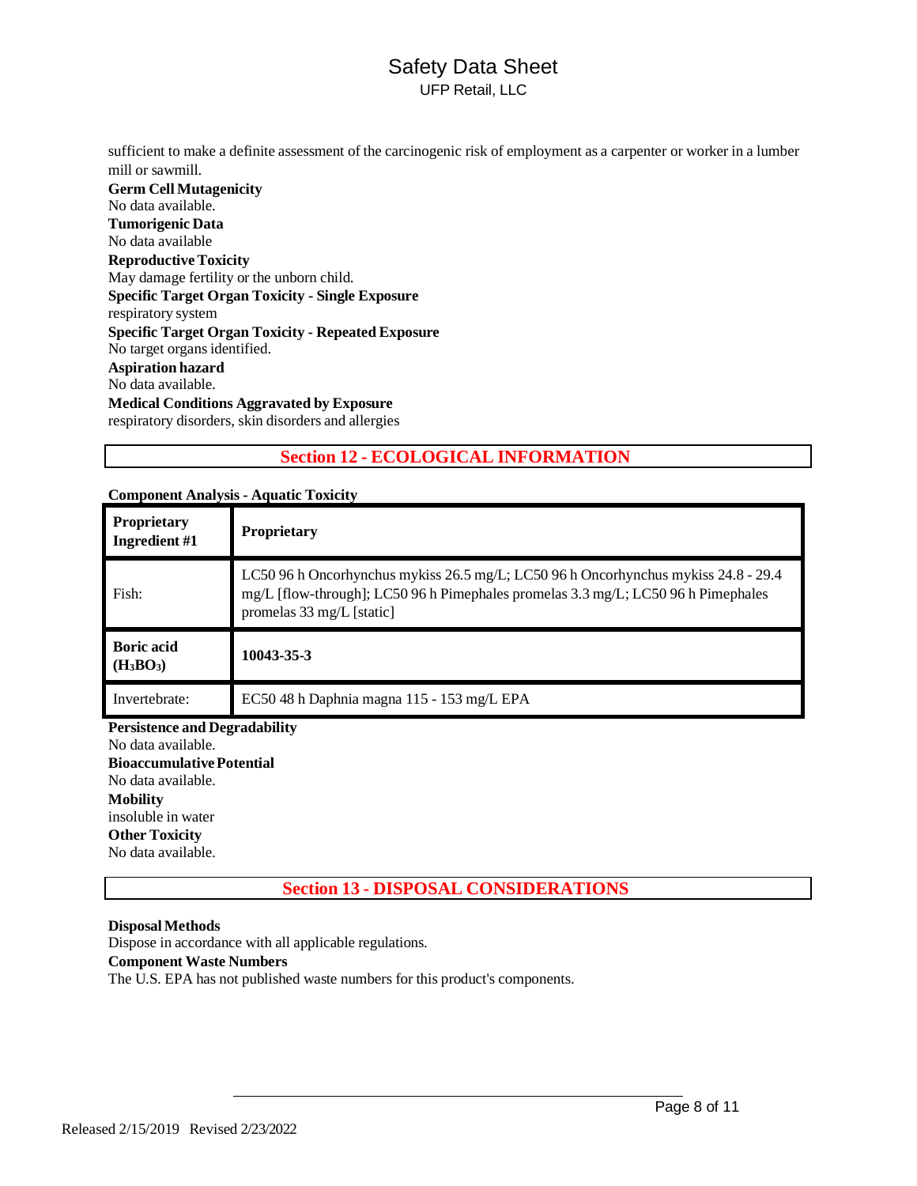sufficient to make a definite assessment of the carcinogenic risk of employment as a carpenter or worker in a lumber mill or sawmill.

**Germ Cell Mutagenicity**
No data available.

**Tumorigenic Data**
No data available

**Reproductive Toxicity**
May damage fertility or the unborn child.

**Specific Target Organ Toxicity - Single Exposure**
respiratory system

**Specific Target Organ Toxicity - Repeated Exposure**
No target organs identified.

**Aspiration hazard**
No data available.

**Medical Conditions Aggravated by Exposure**
respiratory disorders, skin disorders and allergies

## Section 12 - ECOLOGICAL INFORMATION

**Component Analysis - Aquatic Toxicity**

| **Proprietary Ingredient #1** | **Proprietary** |
|---|---|
| Fish: | LC50 96 h Oncorhynchus mykiss 26.5 mg/L; LC50 96 h Oncorhynchus mykiss 24.8 - 29.4 mg/L [flow-through]; LC50 96 h Pimephales promelas 3.3 mg/L; LC50 96 h Pimephales promelas 33 mg/L [static] |
| **Boric acid ($H_3BO_3$)** | **10043-35-3** |
| Invertebrate: | EC50 48 h Daphnia magna 115 - 153 mg/L EPA |

**Persistence and Degradability**
No data available.

**Bioaccumulative Potential**
No data available.

**Mobility**
insoluble in water

**Other Toxicity**
No data available.

## Section 13 - DISPOSAL CONSIDERATIONS

**Disposal Methods**
Dispose in accordance with all applicable regulations.

**Component Waste Numbers**
The U.S. EPA has not published waste numbers for this product's components.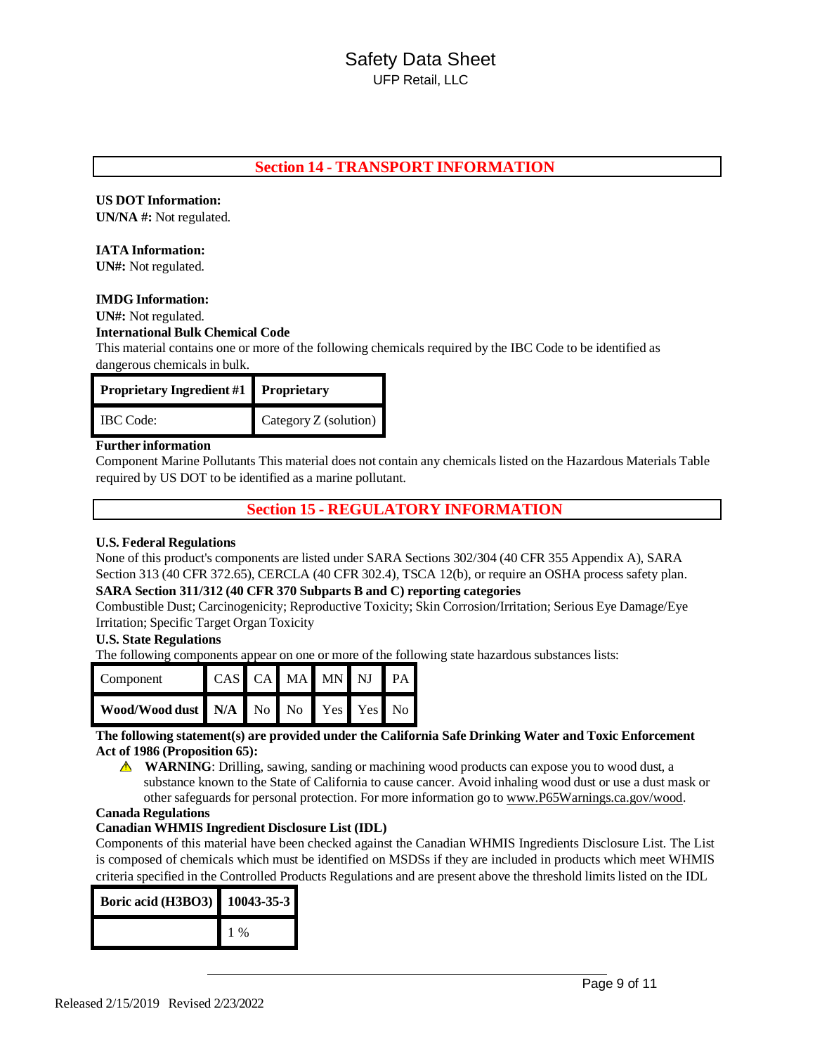## Section 14 - TRANSPORT INFORMATION

**US DOT Information:**
**UN/NA #:** Not regulated.

**IATA Information:**
**UN#:** Not regulated.

**IMDG Information:**
**UN#:** Not regulated.
**International Bulk Chemical Code**
This material contains one or more of the following chemicals required by the IBC Code to be identified as dangerous chemicals in bulk.

| **Proprietary Ingredient #1** | **Proprietary** |
|---|---|
| IBC Code: | Category Z (solution) |

**Further information**
Component Marine Pollutants This material does not contain any chemicals listed on the Hazardous Materials Table required by US DOT to be identified as a marine pollutant.

## Section 15 - REGULATORY INFORMATION

**U.S. Federal Regulations**
None of this product's components are listed under SARA Sections 302/304 (40 CFR 355 Appendix A), SARA Section 313 (40 CFR 372.65), CERCLA (40 CFR 302.4), TSCA 12(b), or require an OSHA process safety plan.
**SARA Section 311/312 (40 CFR 370 Subparts B and C) reporting categories**
Combustible Dust; Carcinogenicity; Reproductive Toxicity; Skin Corrosion/Irritation; Serious Eye Damage/Eye Irritation; Specific Target Organ Toxicity
**U.S. State Regulations**
The following components appear on one or more of the following state hazardous substances lists:

| Component | CAS | CA | MA | MN | NJ | PA |
|---|---|---|---|---|---|---|
| **Wood/Wood dust** | **N/A** | No | No | Yes | Yes | No |

**The following statement(s) are provided under the California Safe Drinking Water and Toxic Enforcement Act of 1986 (Proposition 65):**

⚠ **WARNING**: Drilling, sawing, sanding or machining wood products can expose you to wood dust, a substance known to the State of California to cause cancer. Avoid inhaling wood dust or use a dust mask or other safeguards for personal protection. For more information go to www.P65Warnings.ca.gov/wood.

**Canada Regulations**
**Canadian WHMIS Ingredient Disclosure List (IDL)**
Components of this material have been checked against the Canadian WHMIS Ingredients Disclosure List. The List is composed of chemicals which must be identified on MSDSs if they are included in products which meet WHMIS criteria specified in the Controlled Products Regulations and are present above the threshold limits listed on the IDL

| **Boric acid ($H_3BO_3$)** | **10043-35-3** |
|---|---|
| | 1 % |

Released 2/15/2019 Revised 2/23/2022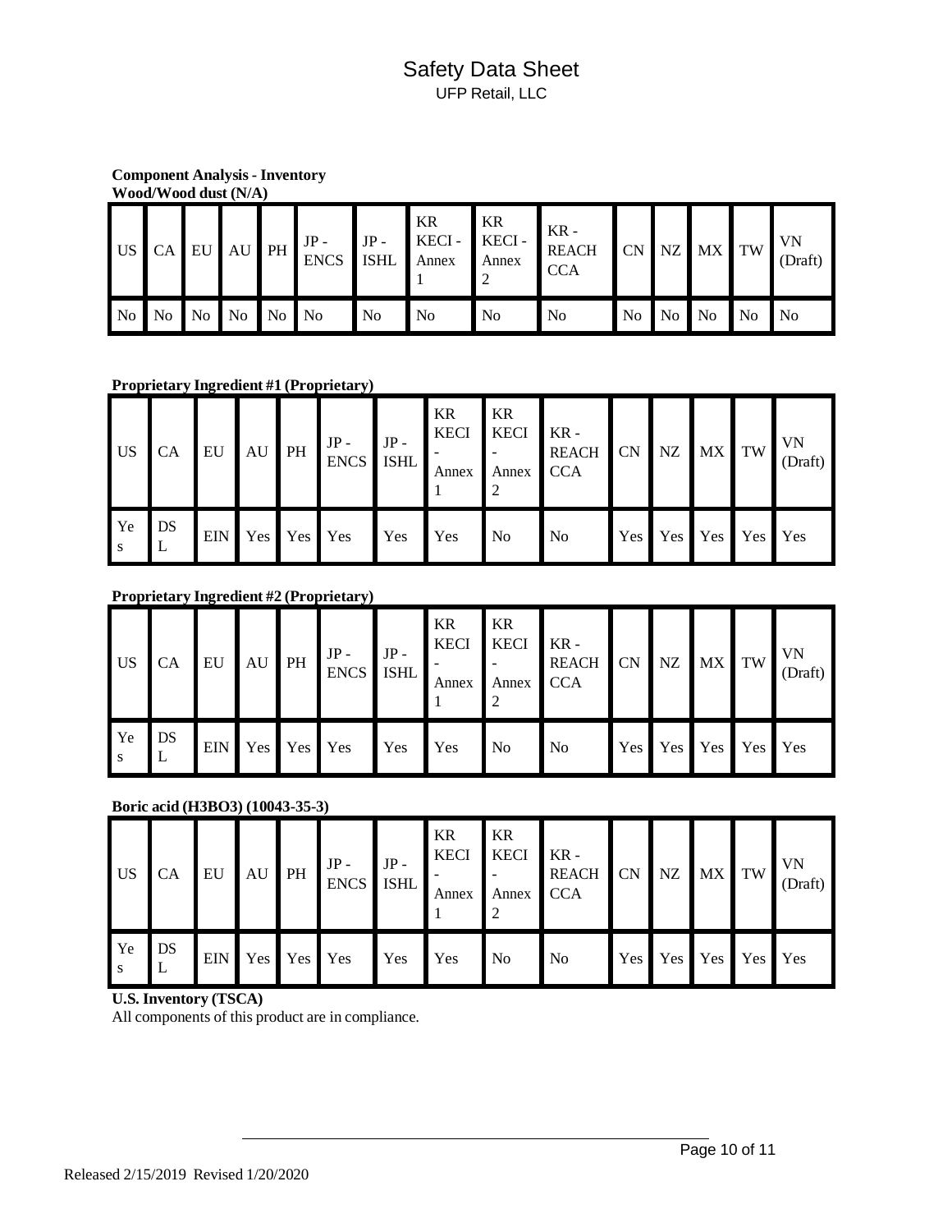**Component Analysis - Inventory**

**Wood/Wood dust (N/A)**

| US | CA | EU | AU | PH | JP - ENCS | JP - ISHL | KR KECI - Annex 1 | KR KECI - Annex 2 | KR - REACH CCA | CN | NZ | MX | TW | VN (Draft) |
|---|---|---|---|---|---|---|---|---|---|---|---|---|---|---|
| No | No | No | No | No | No | No | No | No | No | No | No | No | No | No |

**Proprietary Ingredient #1 (Proprietary)**

| US | CA | EU | AU | PH | JP - ENCS | JP - ISHL | KR KECI - Annex 1 | KR KECI - Annex 2 | KR - REACH CCA | CN | NZ | MX | TW | VN (Draft) |
|---|---|---|---|---|---|---|---|---|---|---|---|---|---|---|
| Yes | DSL | EIN | Yes | Yes | Yes | Yes | Yes | No | No | Yes | Yes | Yes | Yes | Yes |

**Proprietary Ingredient #2 (Proprietary)**

| US | CA | EU | AU | PH | JP - ENCS | JP - ISHL | KR KECI - Annex 1 | KR KECI - Annex 2 | KR - REACH CCA | CN | NZ | MX | TW | VN (Draft) |
|---|---|---|---|---|---|---|---|---|---|---|---|---|---|---|
| Yes | DSL | EIN | Yes | Yes | Yes | Yes | Yes | No | No | Yes | Yes | Yes | Yes | Yes |

**Boric acid ($H_3BO_3$) (10043-35-3)**

| US | CA | EU | AU | PH | JP - ENCS | JP - ISHL | KR KECI - Annex 1 | KR KECI - Annex 2 | KR - REACH CCA | CN | NZ | MX | TW | VN (Draft) |
|---|---|---|---|---|---|---|---|---|---|---|---|---|---|---|
| Yes | DSL | EIN | Yes | Yes | Yes | Yes | Yes | No | No | Yes | Yes | Yes | Yes | Yes |

**U.S. Inventory (TSCA)**

All components of this product are in compliance.

Released 2/15/2019 Revised 1/20/2020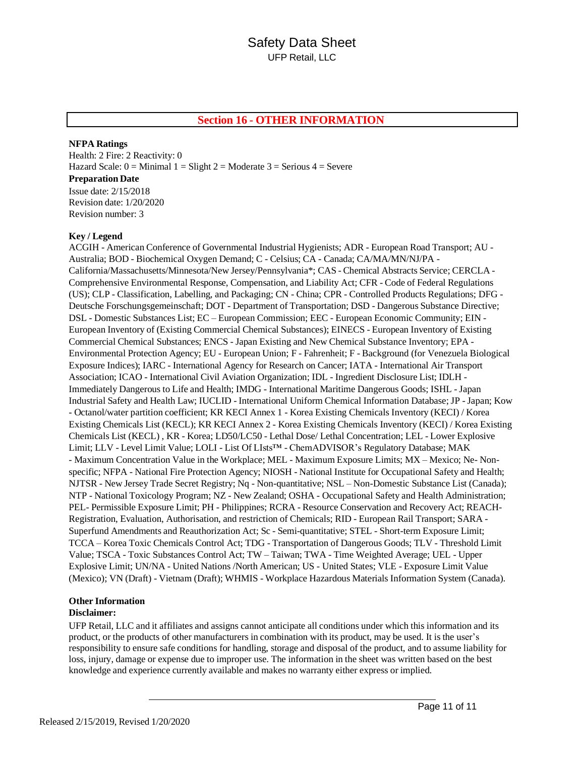## Section 16 - OTHER INFORMATION

**NFPA Ratings**

Health: 2 Fire: 2 Reactivity: 0

Hazard Scale: 0 = Minimal 1 = Slight 2 = Moderate 3 = Serious 4 = Severe

**Preparation Date**

Issue date: 2/15/2018

Revision date: 1/20/2020

Revision number: 3

**Key / Legend**

ACGIH - American Conference of Governmental Industrial Hygienists; ADR - European Road Transport; AU - Australia; BOD - Biochemical Oxygen Demand; C - Celsius; CA - Canada; CA/MA/MN/NJ/PA - California/Massachusetts/Minnesota/New Jersey/Pennsylvania*; CAS - Chemical Abstracts Service; CERCLA - Comprehensive Environmental Response, Compensation, and Liability Act; CFR - Code of Federal Regulations (US); CLP - Classification, Labelling, and Packaging; CN - China; CPR - Controlled Products Regulations; DFG - Deutsche Forschungsgemeinschaft; DOT - Department of Transportation; DSD - Dangerous Substance Directive; DSL - Domestic Substances List; EC – European Commission; EEC - European Economic Community; EIN - European Inventory of (Existing Commercial Chemical Substances); EINECS - European Inventory of Existing Commercial Chemical Substances; ENCS - Japan Existing and New Chemical Substance Inventory; EPA - Environmental Protection Agency; EU - European Union; F - Fahrenheit; F - Background (for Venezuela Biological Exposure Indices); IARC - International Agency for Research on Cancer; IATA - International Air Transport Association; ICAO - International Civil Aviation Organization; IDL - Ingredient Disclosure List; IDLH - Immediately Dangerous to Life and Health; IMDG - International Maritime Dangerous Goods; ISHL - Japan Industrial Safety and Health Law; IUCLID - International Uniform Chemical Information Database; JP - Japan; Kow - Octanol/water partition coefficient; KR KECI Annex 1 - Korea Existing Chemicals Inventory (KECI) / Korea Existing Chemicals List (KECL); KR KECI Annex 2 - Korea Existing Chemicals Inventory (KECI) / Korea Existing Chemicals List (KECL) , KR - Korea; LD50/LC50 - Lethal Dose/ Lethal Concentration; LEL - Lower Explosive Limit; LLV - Level Limit Value; LOLI - List Of LIsts™ - ChemADVISOR's Regulatory Database; MAK - Maximum Concentration Value in the Workplace; MEL - Maximum Exposure Limits; MX – Mexico; Ne- Non-specific; NFPA - National Fire Protection Agency; NIOSH - National Institute for Occupational Safety and Health; NJTSR - New Jersey Trade Secret Registry; Nq - Non-quantitative; NSL – Non-Domestic Substance List (Canada); NTP - National Toxicology Program; NZ - New Zealand; OSHA - Occupational Safety and Health Administration; PEL- Permissible Exposure Limit; PH - Philippines; RCRA - Resource Conservation and Recovery Act; REACH- Registration, Evaluation, Authorisation, and restriction of Chemicals; RID - European Rail Transport; SARA - Superfund Amendments and Reauthorization Act; Sc - Semi-quantitative; STEL - Short-term Exposure Limit; TCCA – Korea Toxic Chemicals Control Act; TDG - Transportation of Dangerous Goods; TLV - Threshold Limit Value; TSCA - Toxic Substances Control Act; TW – Taiwan; TWA - Time Weighted Average; UEL - Upper Explosive Limit; UN/NA - United Nations /North American; US - United States; VLE - Exposure Limit Value (Mexico); VN (Draft) - Vietnam (Draft); WHMIS - Workplace Hazardous Materials Information System (Canada).

**Other Information**

**Disclaimer:**

UFP Retail, LLC and it affiliates and assigns cannot anticipate all conditions under which this information and its product, or the products of other manufacturers in combination with its product, may be used. It is the user's responsibility to ensure safe conditions for handling, storage and disposal of the product, and to assume liability for loss, injury, damage or expense due to improper use. The information in the sheet was written based on the best knowledge and experience currently available and makes no warranty either express or implied.